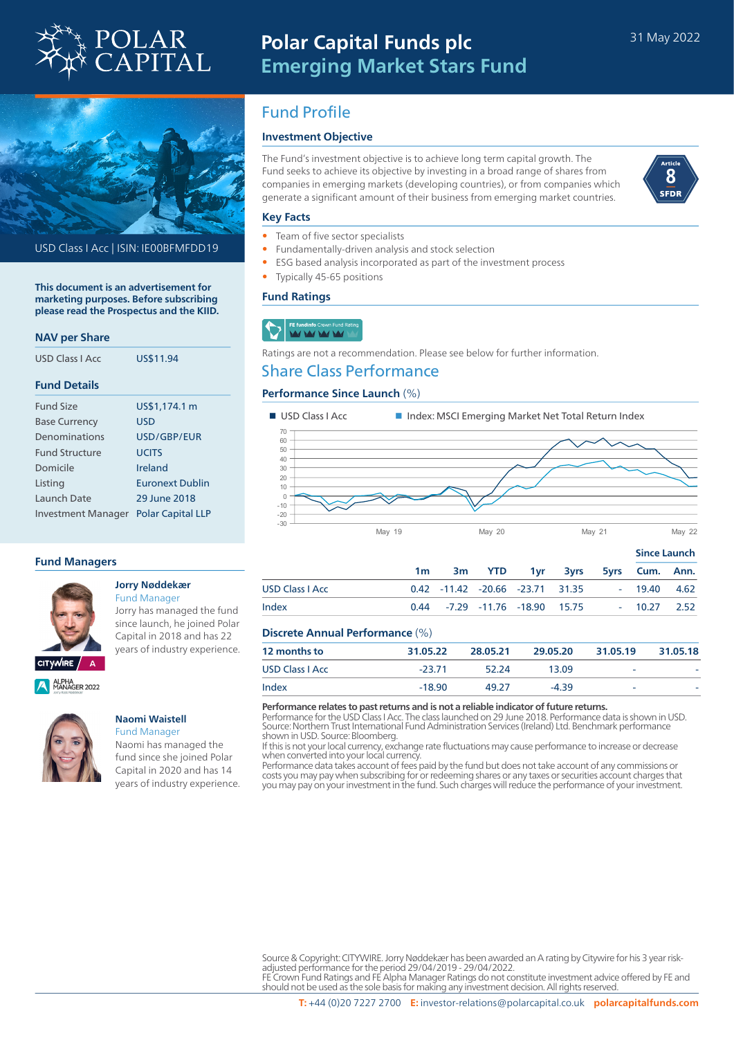# Polar Capital Funds plc
## Emerging Market Stars Fund

31 May 2022

USD Class I Acc | ISIN: IE00BFMFDD19

**This document is an advertisement for marketing purposes. Before subscribing please read the Prospectus and the KIID.**

### NAV per Share

| | |
|---|---|
| USD Class I Acc | US$11.94 |

### Fund Details

| | |
|---|---|
| Fund Size | US$1,174.1 m |
| Base Currency | USD |
| Denominations | USD/GBP/EUR |
| Fund Structure | UCITS |
| Domicile | Ireland |
| Listing | Euronext Dublin |
| Launch Date | 29 June 2018 |
| Investment Manager | Polar Capital LLP |

### Fund Managers

**Jorry Nøddekær**
Fund Manager
Jorry has managed the fund since launch, he joined Polar Capital in 2018 and has 22 years of industry experience.

CITYWIRE A

ALPHA MANAGER 2022

**Naomi Waistell**
Fund Manager
Naomi has managed the fund since she joined Polar Capital in 2020 and has 14 years of industry experience.

## Fund Profile

### Investment Objective

The Fund's investment objective is to achieve long term capital growth. The Fund seeks to achieve its objective by investing in a broad range of shares from companies in emerging markets (developing countries), or from companies which generate a significant amount of their business from emerging market countries.

Article 8 SFDR

### Key Facts

- Team of five sector specialists
- Fundamentally-driven analysis and stock selection
- ESG based analysis incorporated as part of the investment process
- Typically 45-65 positions

### Fund Ratings

FE fundinfo Crown Fund Rating

Ratings are not a recommendation. Please see below for further information.

## Share Class Performance

### Performance Since Launch (%)

■ USD Class I Acc ■ Index: MSCI Emerging Market Net Total Return Index

| | | | | | | | Since Launch | |
|---|---|---|---|---|---|---|---|---|
| | 1m | 3m | YTD | 1yr | 3yrs | 5yrs | Cum. | Ann. |
| USD Class I Acc | 0.42 | -11.42 | -20.66 | -23.71 | 31.35 | - | 19.40 | 4.62 |
| Index | 0.44 | -7.29 | -11.76 | -18.90 | 15.75 | - | 10.27 | 2.52 |

### Discrete Annual Performance (%)

| 12 months to | 31.05.22 | 28.05.21 | 29.05.20 | 31.05.19 | 31.05.18 |
|---|---|---|---|---|---|
| USD Class I Acc | -23.71 | 52.24 | 13.09 | - | - |
| Index | -18.90 | 49.27 | -4.39 | - | - |

**Performance relates to past returns and is not a reliable indicator of future returns.**
Performance for the USD Class I Acc. The class launched on 29 June 2018. Performance data is shown in USD. Source: Northern Trust International Fund Administration Services (Ireland) Ltd. Benchmark performance shown in USD. Source: Bloomberg.
If this is not your local currency, exchange rate fluctuations may cause performance to increase or decrease when converted into your local currency.
Performance data takes account of fees paid by the fund but does not take account of any commissions or costs you may pay when subscribing for or redeeming shares or any taxes or securities account charges that you may pay on your investment in the fund. Such charges will reduce the performance of your investment.

Source & Copyright: CITYWIRE. Jorry Nøddekær has been awarded an A rating by Citywire for his 3 year risk-adjusted performance for the period 29/04/2019 - 29/04/2022.
FE Crown Fund Ratings and FE Alpha Manager Ratings do not constitute investment advice offered by FE and should not be used as the sole basis for making any investment decision. All rights reserved.

**T:** +44 (0)20 7227 2700 **E:** investor-relations@polarcapital.co.uk **polarcapitalfunds.com**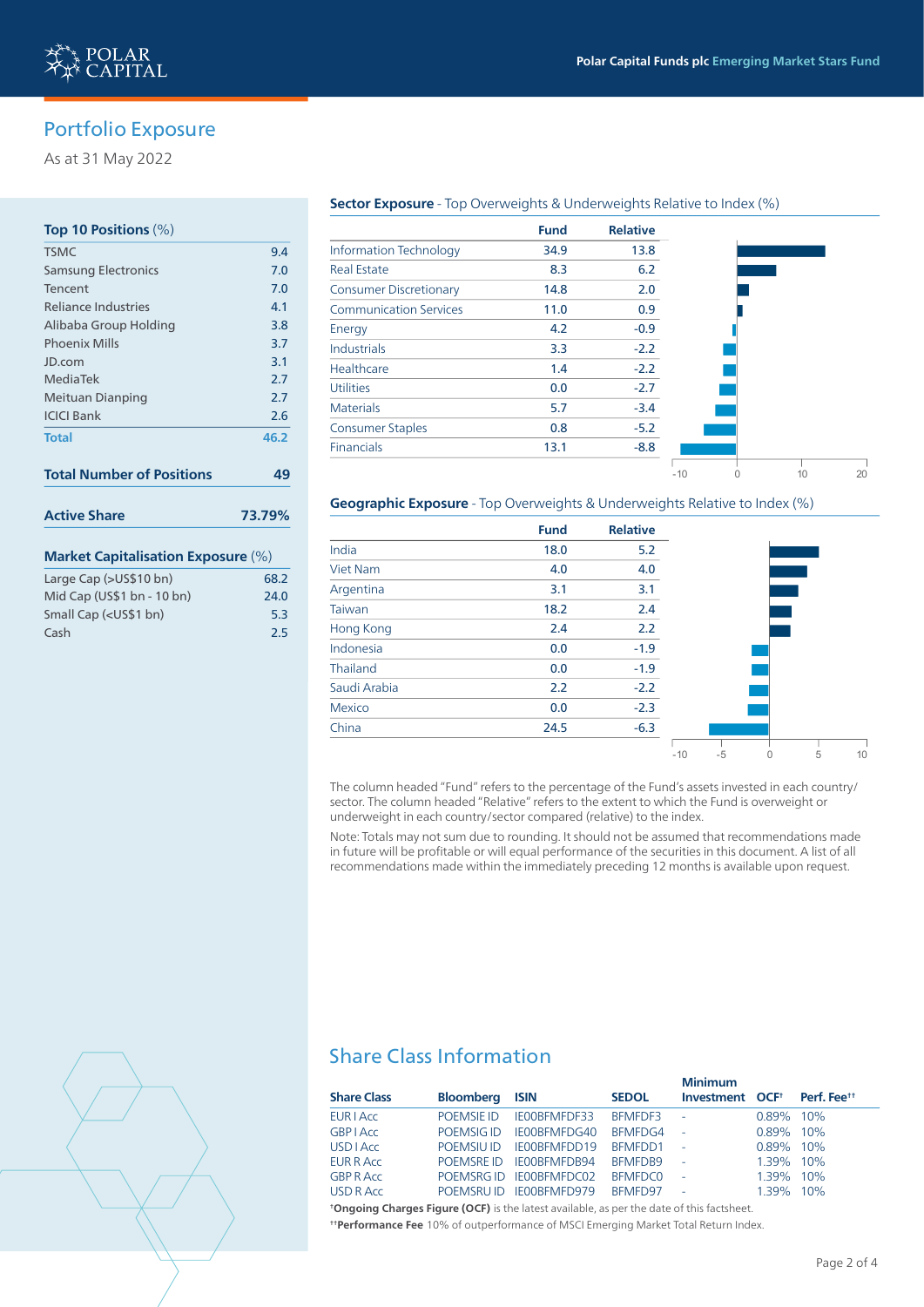# Portfolio Exposure

As at 31 May 2022

## Top 10 Positions (%)

| | |
|---|---|
| TSMC | 9.4 |
| Samsung Electronics | 7.0 |
| Tencent | 7.0 |
| Reliance Industries | 4.1 |
| Alibaba Group Holding | 3.8 |
| Phoenix Mills | 3.7 |
| JD.com | 3.1 |
| MediaTek | 2.7 |
| Meituan Dianping | 2.7 |
| ICICI Bank | 2.6 |
| **Total** | **46.2** |

**Total Number of Positions** — **49**

**Active Share** — **73.79%**

## Market Capitalisation Exposure (%)

| | |
|---|---|
| Large Cap (>US$10 bn) | 68.2 |
| Mid Cap (US$1 bn - 10 bn) | 24.0 |
| Small Cap (<US$1 bn) | 5.3 |
| Cash | 2.5 |

## Sector Exposure - Top Overweights & Underweights Relative to Index (%)

| | Fund | Relative |
|---|---|---|
| Information Technology | 34.9 | 13.8 |
| Real Estate | 8.3 | 6.2 |
| Consumer Discretionary | 14.8 | 2.0 |
| Communication Services | 11.0 | 0.9 |
| Energy | 4.2 | -0.9 |
| Industrials | 3.3 | -2.2 |
| Healthcare | 1.4 | -2.2 |
| Utilities | 0.0 | -2.7 |
| Materials | 5.7 | -3.4 |
| Consumer Staples | 0.8 | -5.2 |
| Financials | 13.1 | -8.8 |

## Geographic Exposure - Top Overweights & Underweights Relative to Index (%)

| | Fund | Relative |
|---|---|---|
| India | 18.0 | 5.2 |
| Viet Nam | 4.0 | 4.0 |
| Argentina | 3.1 | 3.1 |
| Taiwan | 18.2 | 2.4 |
| Hong Kong | 2.4 | 2.2 |
| Indonesia | 0.0 | -1.9 |
| Thailand | 0.0 | -1.9 |
| Saudi Arabia | 2.2 | -2.2 |
| Mexico | 0.0 | -2.3 |
| China | 24.5 | -6.3 |

The column headed "Fund" refers to the percentage of the Fund's assets invested in each country/sector. The column headed "Relative" refers to the extent to which the Fund is overweight or underweight in each country/sector compared (relative) to the index.

Note: Totals may not sum due to rounding. It should not be assumed that recommendations made in future will be profitable or will equal performance of the securities in this document. A list of all recommendations made within the immediately preceding 12 months is available upon request.

# Share Class Information

| Share Class | Bloomberg | ISIN | SEDOL | Minimum Investment | OCF† | Perf. Fee†† |
|---|---|---|---|---|---|---|
| EUR I Acc | POEMSIE ID | IE00BFMFDF33 | BFMFDF3 | - | 0.89% | 10% |
| GBP I Acc | POEMSIG ID | IE00BFMFDG40 | BFMFDG4 | - | 0.89% | 10% |
| USD I Acc | POEMSIU ID | IE00BFMFDD19 | BFMFDD1 | - | 0.89% | 10% |
| EUR R Acc | POEMSRE ID | IE00BFMFDB94 | BFMFDB9 | - | 1.39% | 10% |
| GBP R Acc | POEMSRG ID | IE00BFMFDC02 | BFMFDC0 | - | 1.39% | 10% |
| USD R Acc | POEMSRU ID | IE00BFMFD979 | BFMFD97 | - | 1.39% | 10% |

†**Ongoing Charges Figure (OCF)** is the latest available, as per the date of this factsheet.

††**Performance Fee** 10% of outperformance of MSCI Emerging Market Total Return Index.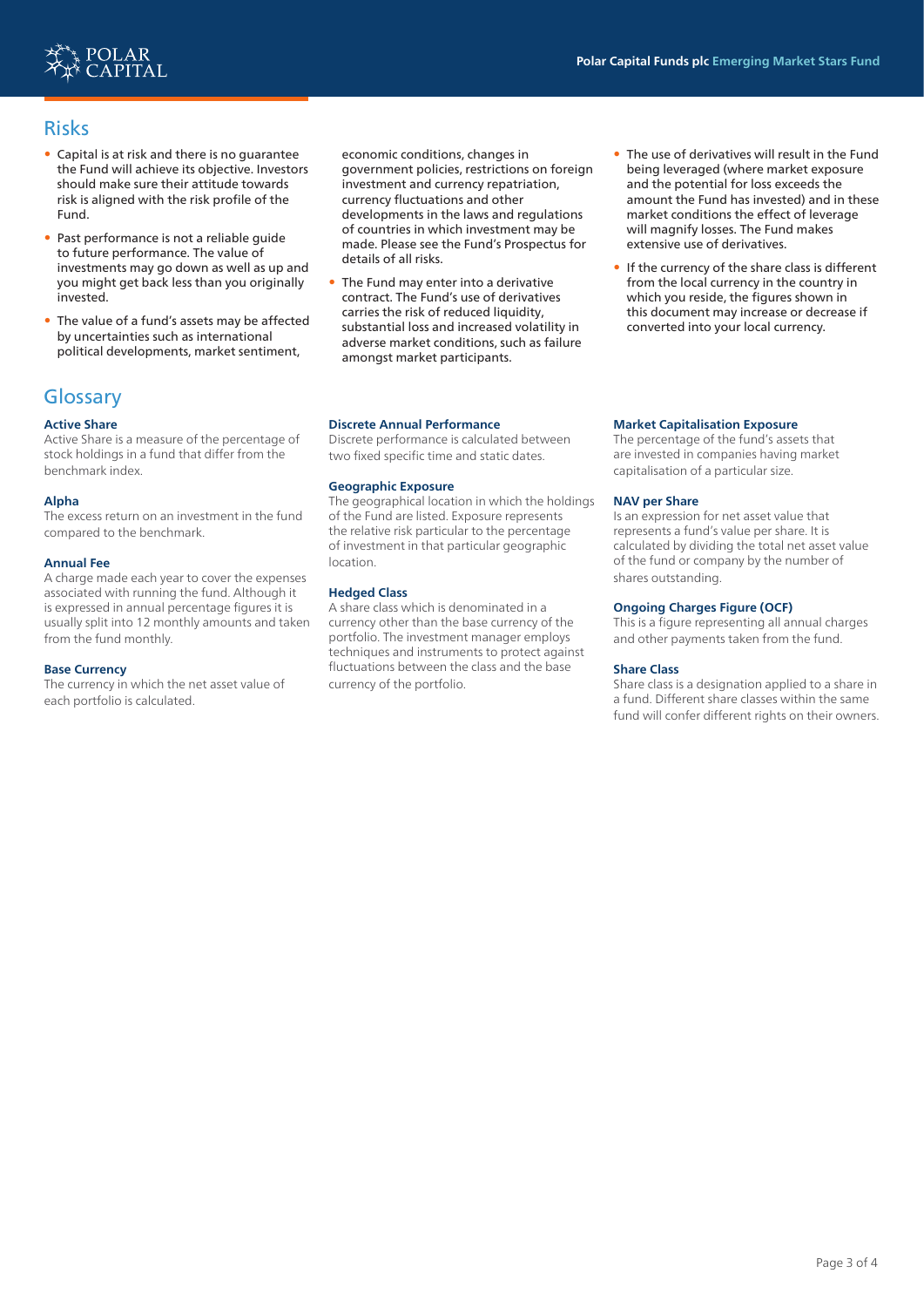## Risks

- Capital is at risk and there is no guarantee the Fund will achieve its objective. Investors should make sure their attitude towards risk is aligned with the risk profile of the Fund.
- Past performance is not a reliable guide to future performance. The value of investments may go down as well as up and you might get back less than you originally invested.
- The value of a fund's assets may be affected by uncertainties such as international political developments, market sentiment, economic conditions, changes in government policies, restrictions on foreign investment and currency repatriation, currency fluctuations and other developments in the laws and regulations of countries in which investment may be made. Please see the Fund's Prospectus for details of all risks.
- The Fund may enter into a derivative contract. The Fund's use of derivatives carries the risk of reduced liquidity, substantial loss and increased volatility in adverse market conditions, such as failure amongst market participants.
- The use of derivatives will result in the Fund being leveraged (where market exposure and the potential for loss exceeds the amount the Fund has invested) and in these market conditions the effect of leverage will magnify losses. The Fund makes extensive use of derivatives.
- If the currency of the share class is different from the local currency in the country in which you reside, the figures shown in this document may increase or decrease if converted into your local currency.

## Glossary

**Active Share**
Active Share is a measure of the percentage of stock holdings in a fund that differ from the benchmark index.

**Alpha**
The excess return on an investment in the fund compared to the benchmark.

**Annual Fee**
A charge made each year to cover the expenses associated with running the fund. Although it is expressed in annual percentage figures it is usually split into 12 monthly amounts and taken from the fund monthly.

**Base Currency**
The currency in which the net asset value of each portfolio is calculated.

**Discrete Annual Performance**
Discrete performance is calculated between two fixed specific time and static dates.

**Geographic Exposure**
The geographical location in which the holdings of the Fund are listed. Exposure represents the relative risk particular to the percentage of investment in that particular geographic location.

**Hedged Class**
A share class which is denominated in a currency other than the base currency of the portfolio. The investment manager employs techniques and instruments to protect against fluctuations between the class and the base currency of the portfolio.

**Market Capitalisation Exposure**
The percentage of the fund's assets that are invested in companies having market capitalisation of a particular size.

**NAV per Share**
Is an expression for net asset value that represents a fund's value per share. It is calculated by dividing the total net asset value of the fund or company by the number of shares outstanding.

**Ongoing Charges Figure (OCF)**
This is a figure representing all annual charges and other payments taken from the fund.

**Share Class**
Share class is a designation applied to a share in a fund. Different share classes within the same fund will confer different rights on their owners.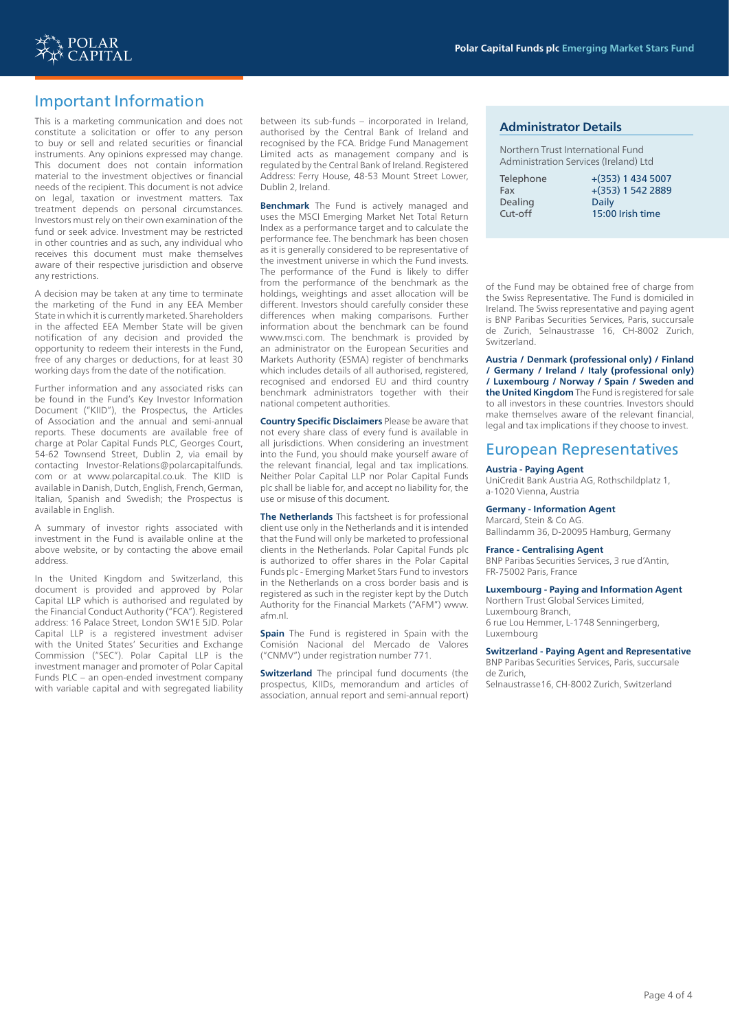## Important Information

This is a marketing communication and does not constitute a solicitation or offer to any person to buy or sell and related securities or financial instruments. Any opinions expressed may change. This document does not contain information material to the investment objectives or financial needs of the recipient. This document is not advice on legal, taxation or investment matters. Tax treatment depends on personal circumstances. Investors must rely on their own examination of the fund or seek advice. Investment may be restricted in other countries and as such, any individual who receives this document must make themselves aware of their respective jurisdiction and observe any restrictions.

A decision may be taken at any time to terminate the marketing of the Fund in any EEA Member State in which it is currently marketed. Shareholders in the affected EEA Member State will be given notification of any decision and provided the opportunity to redeem their interests in the Fund, free of any charges or deductions, for at least 30 working days from the date of the notification.

Further information and any associated risks can be found in the Fund's Key Investor Information Document ("KIID"), the Prospectus, the Articles of Association and the annual and semi-annual reports. These documents are available free of charge at Polar Capital Funds PLC, Georges Court, 54-62 Townsend Street, Dublin 2, via email by contacting Investor-Relations@polarcapitalfunds.com or at www.polarcapital.co.uk. The KIID is available in Danish, Dutch, English, French, German, Italian, Spanish and Swedish; the Prospectus is available in English.

A summary of investor rights associated with investment in the Fund is available online at the above website, or by contacting the above email address.

In the United Kingdom and Switzerland, this document is provided and approved by Polar Capital LLP which is authorised and regulated by the Financial Conduct Authority ("FCA"). Registered address: 16 Palace Street, London SW1E 5JD. Polar Capital LLP is a registered investment adviser with the United States' Securities and Exchange Commission ("SEC"). Polar Capital LLP is the investment manager and promoter of Polar Capital Funds PLC – an open-ended investment company with variable capital and with segregated liability between its sub-funds – incorporated in Ireland, authorised by the Central Bank of Ireland and recognised by the FCA. Bridge Fund Management Limited acts as management company and is regulated by the Central Bank of Ireland. Registered Address: Ferry House, 48-53 Mount Street Lower, Dublin 2, Ireland.

**Benchmark** The Fund is actively managed and uses the MSCI Emerging Market Net Total Return Index as a performance target and to calculate the performance fee. The benchmark has been chosen as it is generally considered to be representative of the investment universe in which the Fund invests. The performance of the Fund is likely to differ from the performance of the benchmark as the holdings, weightings and asset allocation will be different. Investors should carefully consider these differences when making comparisons. Further information about the benchmark can be found www.msci.com. The benchmark is provided by an administrator on the European Securities and Markets Authority (ESMA) register of benchmarks which includes details of all authorised, registered, recognised and endorsed EU and third country benchmark administrators together with their national competent authorities.

**Country Specific Disclaimers** Please be aware that not every share class of every fund is available in all jurisdictions. When considering an investment into the Fund, you should make yourself aware of the relevant financial, legal and tax implications. Neither Polar Capital LLP nor Polar Capital Funds plc shall be liable for, and accept no liability for, the use or misuse of this document.

**The Netherlands** This factsheet is for professional client use only in the Netherlands and it is intended that the Fund will only be marketed to professional clients in the Netherlands. Polar Capital Funds plc is authorized to offer shares in the Polar Capital Funds plc - Emerging Market Stars Fund to investors in the Netherlands on a cross border basis and is registered as such in the register kept by the Dutch Authority for the Financial Markets ("AFM") www.afm.nl.

**Spain** The Fund is registered in Spain with the Comisión Nacional del Mercado de Valores ("CNMV") under registration number 771.

**Switzerland** The principal fund documents (the prospectus, KIIDs, memorandum and articles of association, annual report and semi-annual report) of the Fund may be obtained free of charge from the Swiss Representative. The Fund is domiciled in Ireland. The Swiss representative and paying agent is BNP Paribas Securities Services, Paris, succursale de Zurich, Selnaustrasse 16, CH-8002 Zurich, Switzerland.

**Austria / Denmark (professional only) / Finland / Germany / Ireland / Italy (professional only) / Luxembourg / Norway / Spain / Sweden and the United Kingdom** The Fund is registered for sale to all investors in these countries. Investors should make themselves aware of the relevant financial, legal and tax implications if they choose to invest.

### Administrator Details

Northern Trust International Fund Administration Services (Ireland) Ltd

| | |
|---|---|
| Telephone | +(353) 1 434 5007 |
| Fax | +(353) 1 542 2889 |
| Dealing | Daily |
| Cut-off | 15:00 Irish time |

## European Representatives

**Austria - Paying Agent**
UniCredit Bank Austria AG, Rothschildplatz 1, a-1020 Vienna, Austria

**Germany - Information Agent**
Marcard, Stein & Co AG.
Ballindamm 36, D-20095 Hamburg, Germany

**France - Centralising Agent**
BNP Paribas Securities Services, 3 rue d'Antin, FR-75002 Paris, France

**Luxembourg - Paying and Information Agent**
Northern Trust Global Services Limited, Luxembourg Branch,
6 rue Lou Hemmer, L-1748 Senningerberg, Luxembourg

**Switzerland - Paying Agent and Representative**
BNP Paribas Securities Services, Paris, succursale de Zurich,
Selnaustrasse16, CH-8002 Zurich, Switzerland